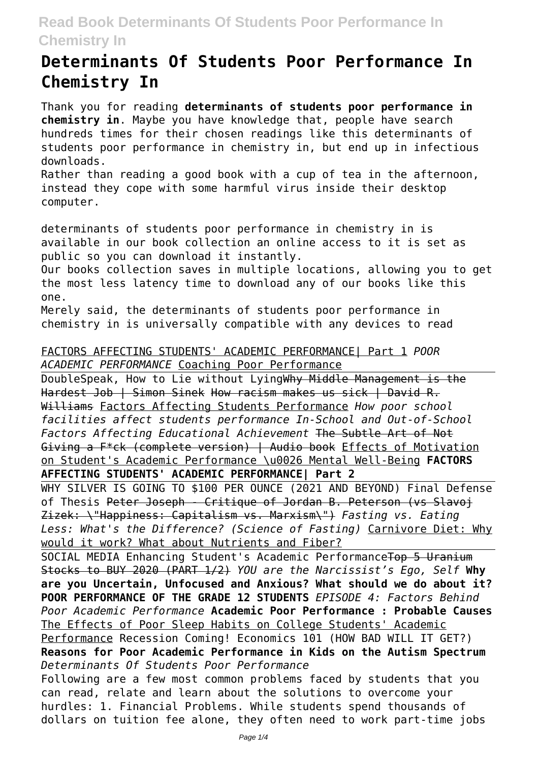# Determinants Of Students Poor Performance In Chemistry In

Thank you for reading **determinants of students poor performance in chemistry in**. Maybe you have knowledge that, people have search hundreds times for their chosen readings like this determinants of students poor performance in chemistry in, but end up in infectious downloads.

Rather than reading a good book with a cup of tea in the afternoon, instead they cope with some harmful virus inside their desktop computer.

determinants of students poor performance in chemistry in is available in our book collection an online access to it is set as public so you can download it instantly.

Our books collection saves in multiple locations, allowing you to get the most less latency time to download any of our books like this one.

Merely said, the determinants of students poor performance in chemistry in is universally compatible with any devices to read

FACTORS AFFECTING STUDENTS' ACADEMIC PERFORMANCE| Part 1 *POOR ACADEMIC PERFORMANCE* Coaching Poor Performance

DoubleSpeak, How to Lie without Lying ~~Why Middle Management is the Hardest Job | Simon Sinek~~ ~~How racism makes us sick | David R. Williams~~ Factors Affecting Students Performance *How poor school facilities affect students performance In-School and Out-of-School Factors Affecting Educational Achievement* ~~The Subtle Art of Not Giving a F*ck (complete version) | Audio book~~ Effects of Motivation on Student's Academic Performance \u0026 Mental Well-Being **FACTORS AFFECTING STUDENTS' ACADEMIC PERFORMANCE| Part 2**

WHY SILVER IS GOING TO $100 PER OUNCE (2021 AND BEYOND) Final Defense of Thesis ~~Peter Joseph - Critique of Jordan B. Peterson (vs Slavoj Zizek: \"Happiness: Capitalism vs. Marxism\")~~ *Fasting vs. Eating Less: What's the Difference? (Science of Fasting)* Carnivore Diet: Why would it work? What about Nutrients and Fiber?

SOCIAL MEDIA Enhancing Student's Academic Performance ~~Top 5 Uranium Stocks to BUY 2020 (PART 1/2)~~ *YOU are the Narcissist's Ego, Self* **Why are you Uncertain, Unfocused and Anxious? What should we do about it? POOR PERFORMANCE OF THE GRADE 12 STUDENTS** *EPISODE 4: Factors Behind Poor Academic Performance* **Academic Poor Performance : Probable Causes** The Effects of Poor Sleep Habits on College Students' Academic Performance Recession Coming! Economics 101 (HOW BAD WILL IT GET?) **Reasons for Poor Academic Performance in Kids on the Autism Spectrum** *Determinants Of Students Poor Performance*

Following are a few most common problems faced by students that you can read, relate and learn about the solutions to overcome your hurdles: 1. Financial Problems. While students spend thousands of dollars on tuition fee alone, they often need to work part-time jobs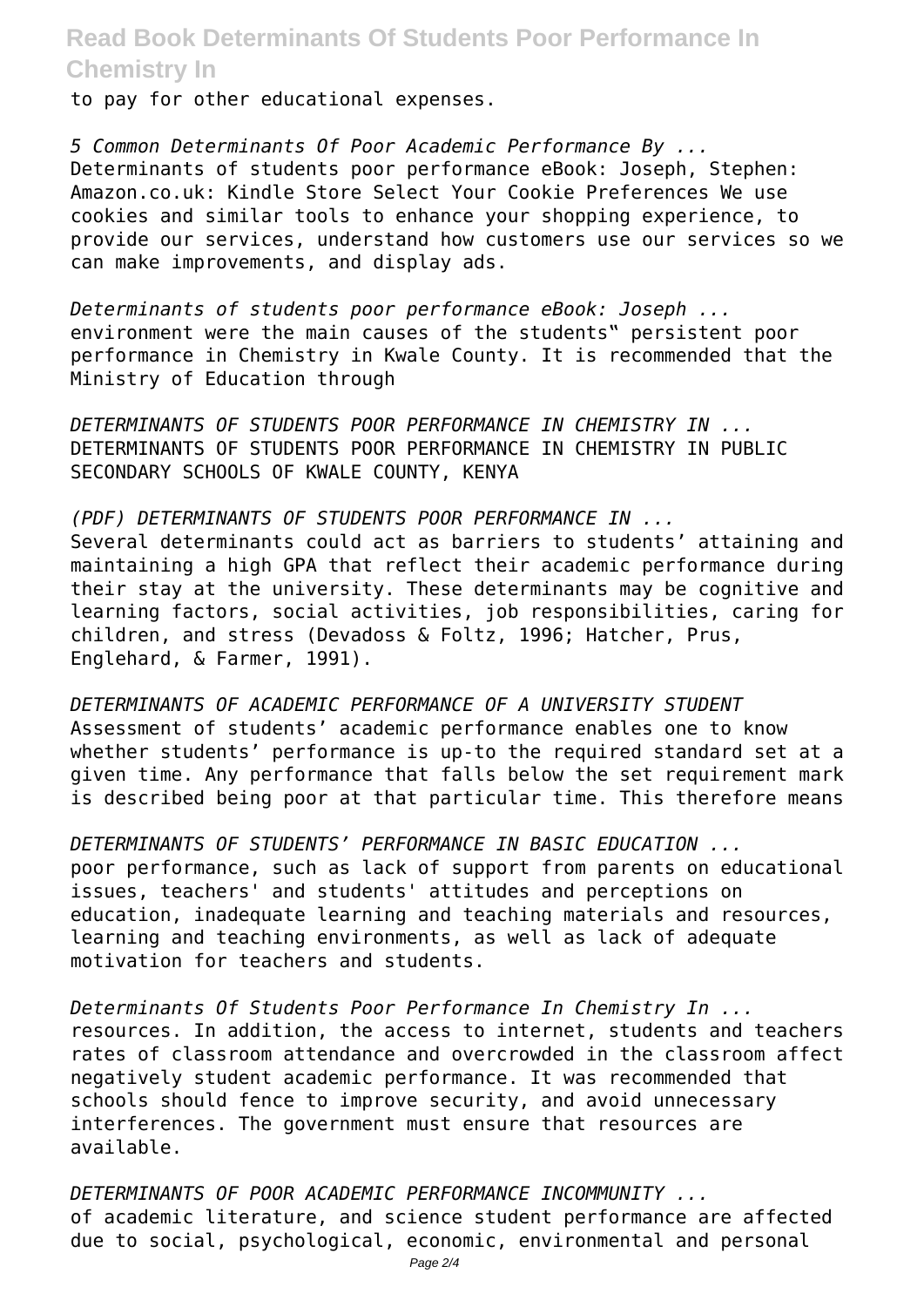to pay for other educational expenses.

*5 Common Determinants Of Poor Academic Performance By ...*
Determinants of students poor performance eBook: Joseph, Stephen: Amazon.co.uk: Kindle Store Select Your Cookie Preferences We use cookies and similar tools to enhance your shopping experience, to provide our services, understand how customers use our services so we can make improvements, and display ads.

*Determinants of students poor performance eBook: Joseph ...*
environment were the main causes of the students‟ persistent poor performance in Chemistry in Kwale County. It is recommended that the Ministry of Education through

*DETERMINANTS OF STUDENTS POOR PERFORMANCE IN CHEMISTRY IN ...*
DETERMINANTS OF STUDENTS POOR PERFORMANCE IN CHEMISTRY IN PUBLIC SECONDARY SCHOOLS OF KWALE COUNTY, KENYA

*(PDF) DETERMINANTS OF STUDENTS POOR PERFORMANCE IN ...*
Several determinants could act as barriers to students' attaining and maintaining a high GPA that reflect their academic performance during their stay at the university. These determinants may be cognitive and learning factors, social activities, job responsibilities, caring for children, and stress (Devadoss & Foltz, 1996; Hatcher, Prus, Englehard, & Farmer, 1991).

*DETERMINANTS OF ACADEMIC PERFORMANCE OF A UNIVERSITY STUDENT*
Assessment of students' academic performance enables one to know whether students' performance is up-to the required standard set at a given time. Any performance that falls below the set requirement mark is described being poor at that particular time. This therefore means

*DETERMINANTS OF STUDENTS' PERFORMANCE IN BASIC EDUCATION ...*
poor performance, such as lack of support from parents on educational issues, teachers' and students' attitudes and perceptions on education, inadequate learning and teaching materials and resources, learning and teaching environments, as well as lack of adequate motivation for teachers and students.

*Determinants Of Students Poor Performance In Chemistry In ...*
resources. In addition, the access to internet, students and teachers rates of classroom attendance and overcrowded in the classroom affect negatively student academic performance. It was recommended that schools should fence to improve security, and avoid unnecessary interferences. The government must ensure that resources are available.

*DETERMINANTS OF POOR ACADEMIC PERFORMANCE INCOMMUNITY ...*
of academic literature, and science student performance are affected due to social, psychological, economic, environmental and personal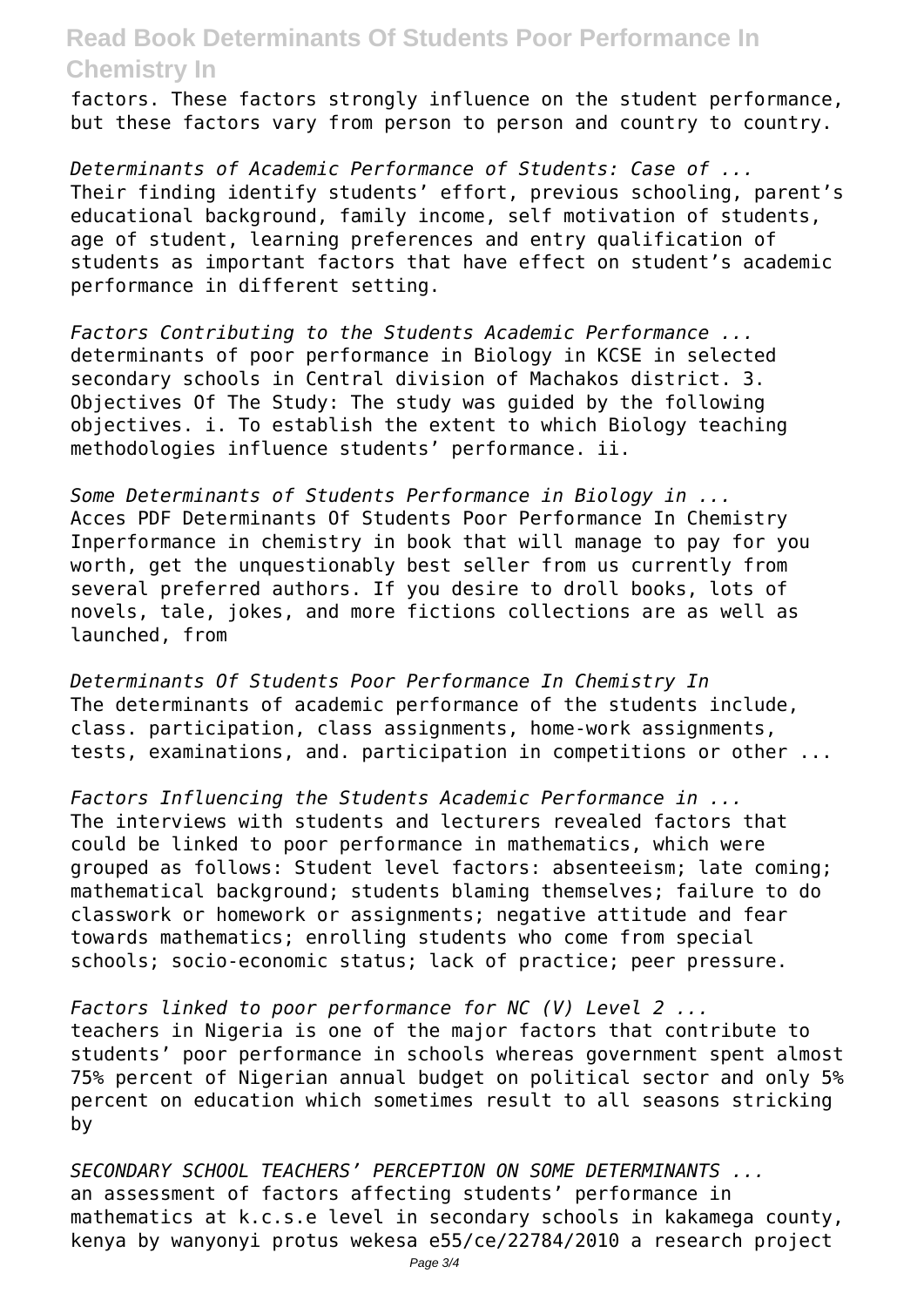factors. These factors strongly influence on the student performance, but these factors vary from person to person and country to country.

*Determinants of Academic Performance of Students: Case of ...*
Their finding identify students' effort, previous schooling, parent's educational background, family income, self motivation of students, age of student, learning preferences and entry qualification of students as important factors that have effect on student's academic performance in different setting.

*Factors Contributing to the Students Academic Performance ...*
determinants of poor performance in Biology in KCSE in selected secondary schools in Central division of Machakos district. 3. Objectives Of The Study: The study was guided by the following objectives. i. To establish the extent to which Biology teaching methodologies influence students' performance. ii.

*Some Determinants of Students Performance in Biology in ...*
Acces PDF Determinants Of Students Poor Performance In Chemistry Inperformance in chemistry in book that will manage to pay for you worth, get the unquestionably best seller from us currently from several preferred authors. If you desire to droll books, lots of novels, tale, jokes, and more fictions collections are as well as launched, from

*Determinants Of Students Poor Performance In Chemistry In*
The determinants of academic performance of the students include, class. participation, class assignments, home-work assignments, tests, examinations, and. participation in competitions or other ...

*Factors Influencing the Students Academic Performance in ...*
The interviews with students and lecturers revealed factors that could be linked to poor performance in mathematics, which were grouped as follows: Student level factors: absenteeism; late coming; mathematical background; students blaming themselves; failure to do classwork or homework or assignments; negative attitude and fear towards mathematics; enrolling students who come from special schools; socio-economic status; lack of practice; peer pressure.

*Factors linked to poor performance for NC (V) Level 2 ...*
teachers in Nigeria is one of the major factors that contribute to students' poor performance in schools whereas government spent almost 75% percent of Nigerian annual budget on political sector and only 5% percent on education which sometimes result to all seasons stricking by

*SECONDARY SCHOOL TEACHERS' PERCEPTION ON SOME DETERMINANTS ...*
an assessment of factors affecting students' performance in mathematics at k.c.s.e level in secondary schools in kakamega county, kenya by wanyonyi protus wekesa e55/ce/22784/2010 a research project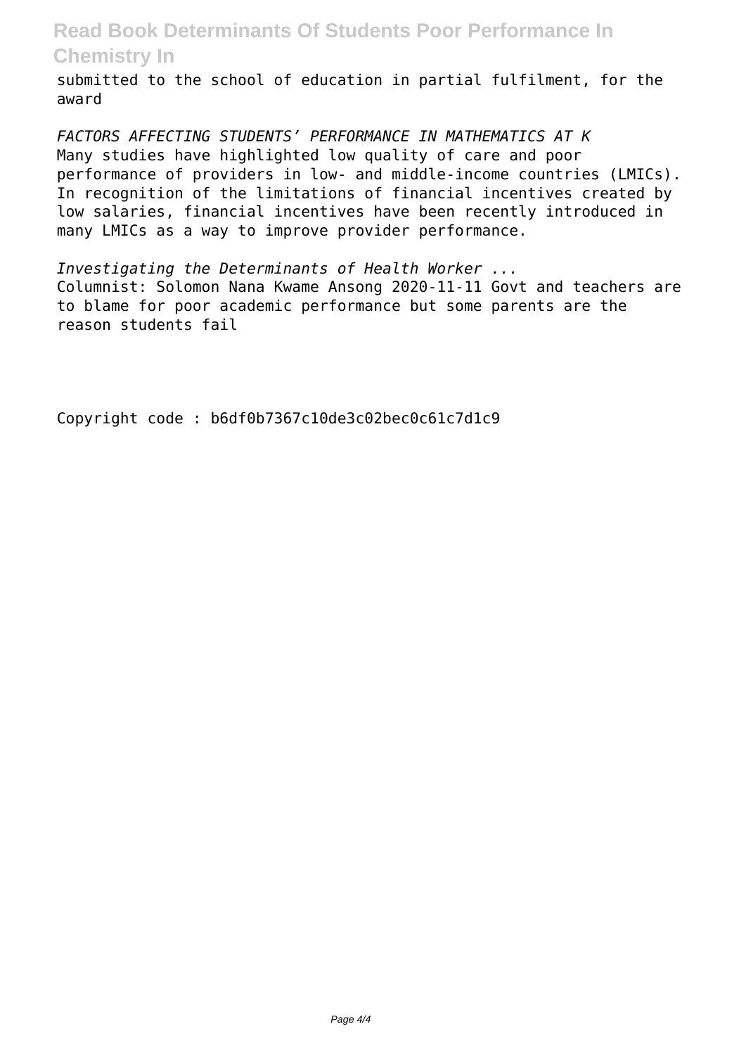submitted to the school of education in partial fulfilment, for the award

*FACTORS AFFECTING STUDENTS' PERFORMANCE IN MATHEMATICS AT K*

Many studies have highlighted low quality of care and poor performance of providers in low- and middle-income countries (LMICs). In recognition of the limitations of financial incentives created by low salaries, financial incentives have been recently introduced in many LMICs as a way to improve provider performance.

*Investigating the Determinants of Health Worker ...*

Columnist: Solomon Nana Kwame Ansong 2020-11-11 Govt and teachers are to blame for poor academic performance but some parents are the reason students fail

Copyright code : b6df0b7367c10de3c02bec0c61c7d1c9